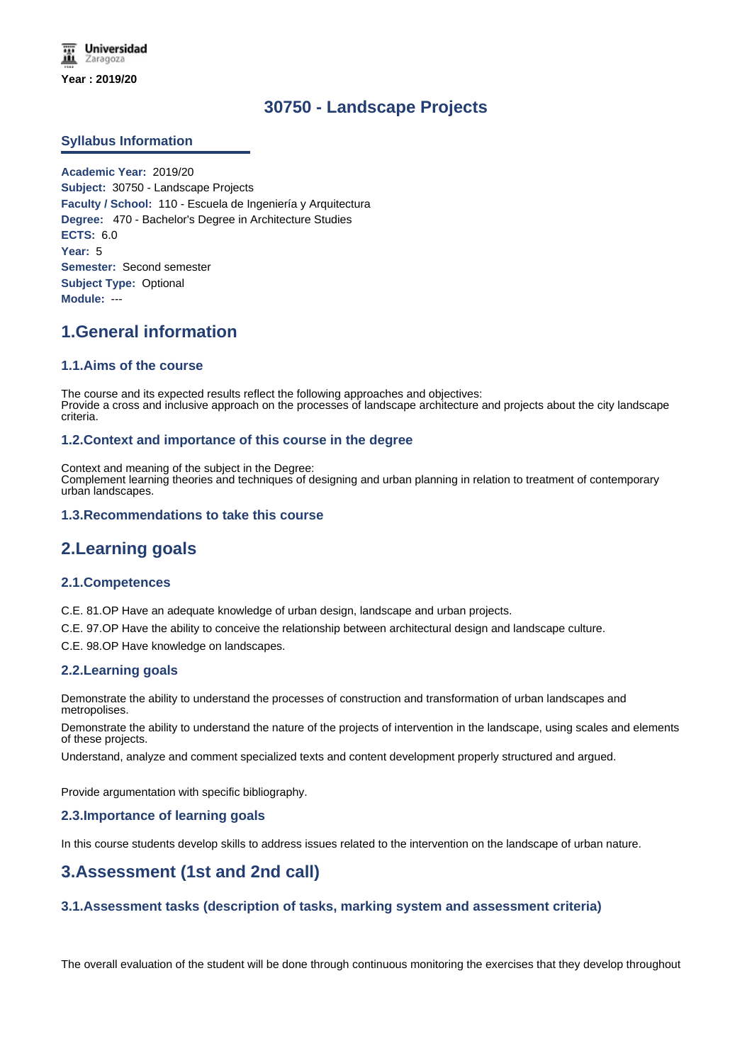Year : 2019/20

# 30750 - Landscape Projects

## Syllabus Information

**Academic Year:** 2019/20
**Subject:** 30750 - Landscape Projects
**Faculty / School:** 110 - Escuela de Ingeniería y Arquitectura
**Degree:** 470 - Bachelor's Degree in Architecture Studies
**ECTS:** 6.0
**Year:** 5
**Semester:** Second semester
**Subject Type:** Optional
**Module:** ---

## 1.General information

### 1.1.Aims of the course

The course and its expected results reflect the following approaches and objectives:
Provide a cross and inclusive approach on the processes of landscape architecture and projects about the city landscape criteria.

### 1.2.Context and importance of this course in the degree

Context and meaning of the subject in the Degree:
Complement learning theories and techniques of designing and urban planning in relation to treatment of contemporary urban landscapes.

### 1.3.Recommendations to take this course

## 2.Learning goals

### 2.1.Competences

C.E. 81.OP Have an adequate knowledge of urban design, landscape and urban projects.

C.E. 97.OP Have the ability to conceive the relationship between architectural design and landscape culture.

C.E. 98.OP Have knowledge on landscapes.

### 2.2.Learning goals

Demonstrate the ability to understand the processes of construction and transformation of urban landscapes and metropolises.

Demonstrate the ability to understand the nature of the projects of intervention in the landscape, using scales and elements of these projects.

Understand, analyze and comment specialized texts and content development properly structured and argued.

Provide argumentation with specific bibliography.

### 2.3.Importance of learning goals

In this course students develop skills to address issues related to the intervention on the landscape of urban nature.

## 3.Assessment (1st and 2nd call)

### 3.1.Assessment tasks (description of tasks, marking system and assessment criteria)

The overall evaluation of the student will be done through continuous monitoring the exercises that they develop throughout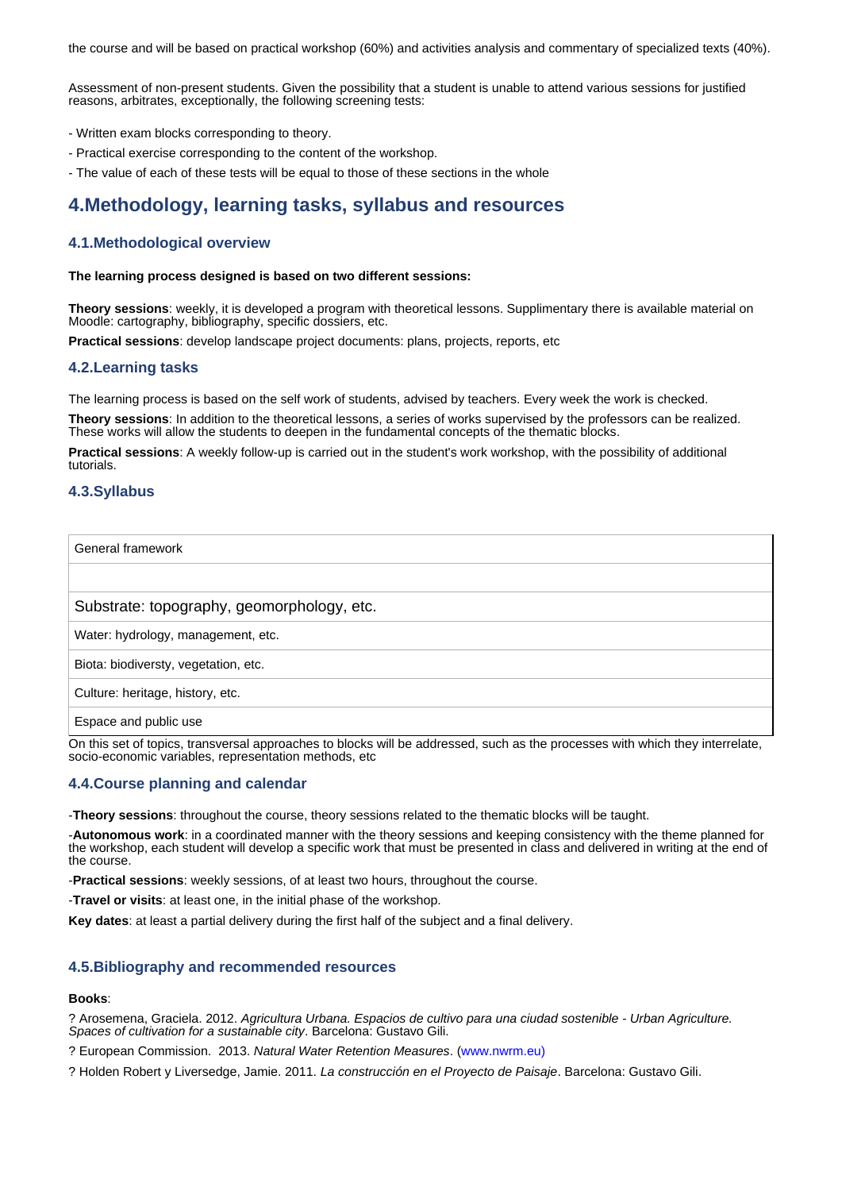the course and will be based on practical workshop (60%) and activities analysis and commentary of specialized texts (40%).

Assessment of non-present students. Given the possibility that a student is unable to attend various sessions for justified reasons, arbitrates, exceptionally, the following screening tests:

- Written exam blocks corresponding to theory.
- Practical exercise corresponding to the content of the workshop.
- The value of each of these tests will be equal to those of these sections in the whole

## 4.Methodology, learning tasks, syllabus and resources

### 4.1.Methodological overview

**The learning process designed is based on two different sessions:**

**Theory sessions**: weekly, it is developed a program with theoretical lessons. Supplimentary there is available material on Moodle: cartography, bibliography, specific dossiers, etc.

**Practical sessions**: develop landscape project documents: plans, projects, reports, etc

### 4.2.Learning tasks

The learning process is based on the self work of students, advised by teachers. Every week the work is checked.

**Theory sessions**: In addition to the theoretical lessons, a series of works supervised by the professors can be realized. These works will allow the students to deepen in the fundamental concepts of the thematic blocks.

**Practical sessions**: A weekly follow-up is carried out in the student's work workshop, with the possibility of additional tutorials.

### 4.3.Syllabus

| General framework |
|---|
| |
| Substrate: topography, geomorphology, etc. |
| Water: hydrology, management, etc. |
| Biota: biodiversty, vegetation, etc. |
| Culture: heritage, history, etc. |
| Espace and public use |

On this set of topics, transversal approaches to blocks will be addressed, such as the processes with which they interrelate, socio-economic variables, representation methods, etc

### 4.4.Course planning and calendar

-**Theory sessions**: throughout the course, theory sessions related to the thematic blocks will be taught.

-**Autonomous work**: in a coordinated manner with the theory sessions and keeping consistency with the theme planned for the workshop, each student will develop a specific work that must be presented in class and delivered in writing at the end of the course.

-**Practical sessions**: weekly sessions, of at least two hours, throughout the course.

-**Travel or visits**: at least one, in the initial phase of the workshop.

**Key dates**: at least a partial delivery during the first half of the subject and a final delivery.

### 4.5.Bibliography and recommended resources

**Books**:

? Arosemena, Graciela. 2012. *Agricultura Urbana. Espacios de cultivo para una ciudad sostenible - Urban Agriculture. Spaces of cultivation for a sustainable city*. Barcelona: Gustavo Gili.

? European Commission. 2013. *Natural Water Retention Measures*. (www.nwrm.eu)

? Holden Robert y Liversedge, Jamie. 2011. *La construcción en el Proyecto de Paisaje*. Barcelona: Gustavo Gili.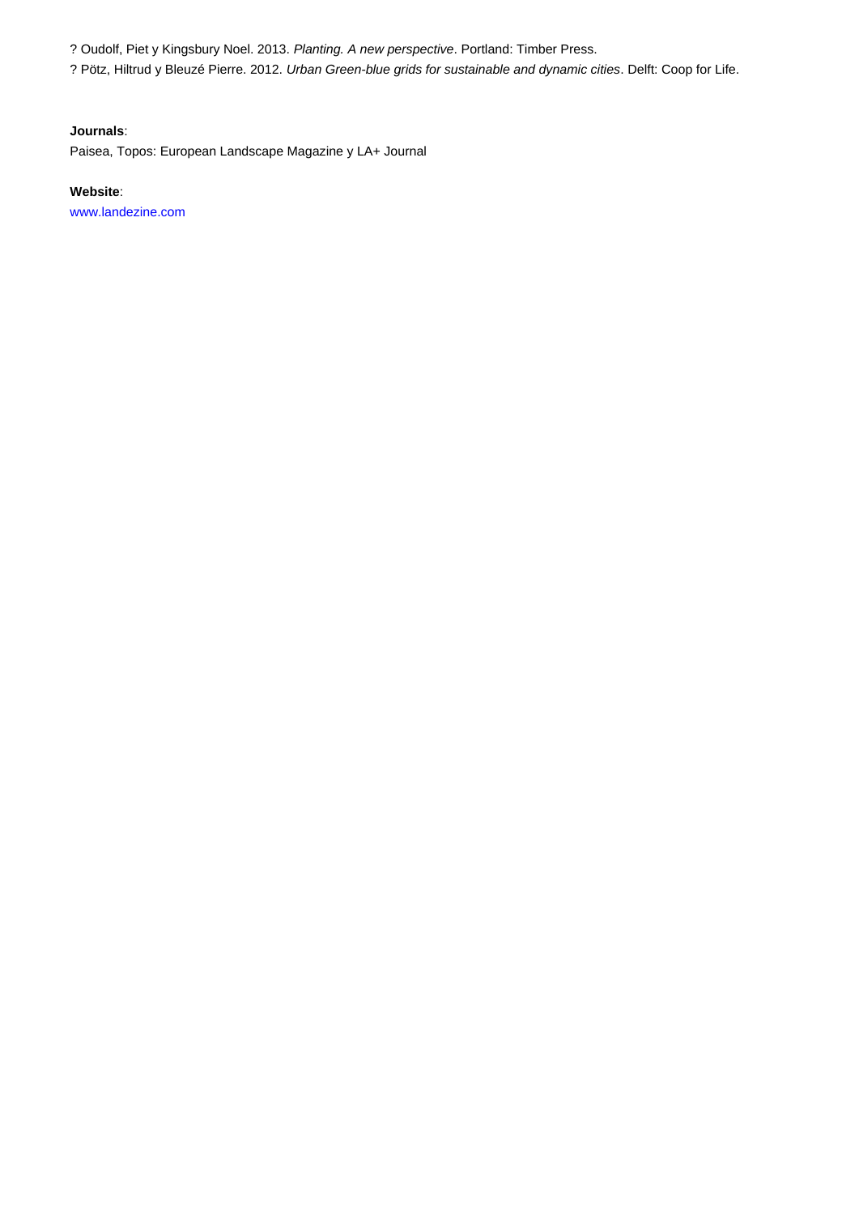? Oudolf, Piet y Kingsbury Noel. 2013. *Planting. A new perspective*. Portland: Timber Press.

? Pötz, Hiltrud y Bleuzé Pierre. 2012. *Urban Green-blue grids for sustainable and dynamic cities*. Delft: Coop for Life.

**Journals**:

Paisea, Topos: European Landscape Magazine y LA+ Journal

**Website**:

www.landezine.com